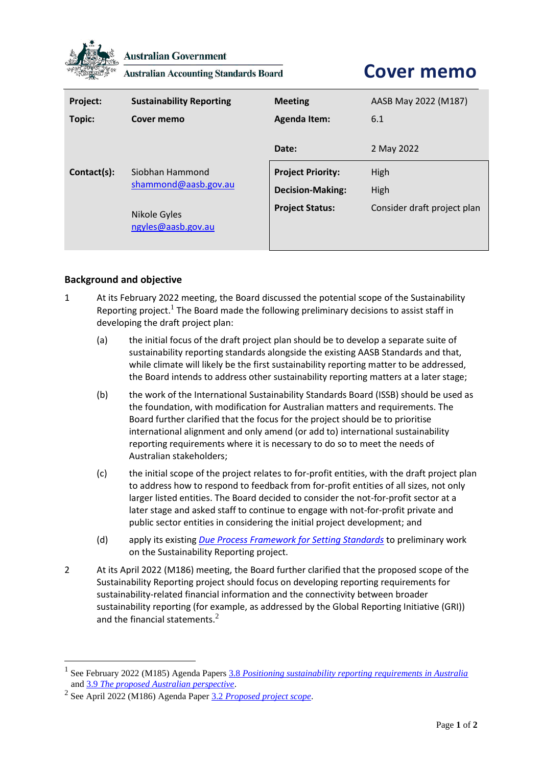Australian Government

Australian Accounting Standards Board

# Cover memo

| Project: | Sustainability Reporting | Meeting | AASB May 2022 (M187) |
|---|---|---|---|
| Topic: | Cover memo | Agenda Item: | 6.1 |
| | | Date: | 2 May 2022 |
| Contact(s): | Siobhan Hammond shammond@aasb.gov.au | Project Priority: | High |
| | | Decision-Making: | High |
| | Nikole Gyles ngyles@aasb.gov.au | Project Status: | Consider draft project plan |

## Background and objective

1. At its February 2022 meeting, the Board discussed the potential scope of the Sustainability Reporting project.[1] The Board made the following preliminary decisions to assist staff in developing the draft project plan:

   (a) the initial focus of the draft project plan should be to develop a separate suite of sustainability reporting standards alongside the existing AASB Standards and that, while climate will likely be the first sustainability reporting matter to be addressed, the Board intends to address other sustainability reporting matters at a later stage;

   (b) the work of the International Sustainability Standards Board (ISSB) should be used as the foundation, with modification for Australian matters and requirements. The Board further clarified that the focus for the project should be to prioritise international alignment and only amend (or add to) international sustainability reporting requirements where it is necessary to do so to meet the needs of Australian stakeholders;

   (c) the initial scope of the project relates to for-profit entities, with the draft project plan to address how to respond to feedback from for-profit entities of all sizes, not only larger listed entities. The Board decided to consider the not-for-profit sector at a later stage and asked staff to continue to engage with not-for-profit private and public sector entities in considering the initial project development; and

   (d) apply its existing *Due Process Framework for Setting Standards* to preliminary work on the Sustainability Reporting project.

2. At its April 2022 (M186) meeting, the Board further clarified that the proposed scope of the Sustainability Reporting project should focus on developing reporting requirements for sustainability-related financial information and the connectivity between broader sustainability reporting (for example, as addressed by the Global Reporting Initiative (GRI)) and the financial statements.[2]

---

[1] See February 2022 (M185) Agenda Papers 3.8 *Positioning sustainability reporting requirements in Australia* and 3.9 *The proposed Australian perspective*.

[2] See April 2022 (M186) Agenda Paper 3.2 *Proposed project scope*.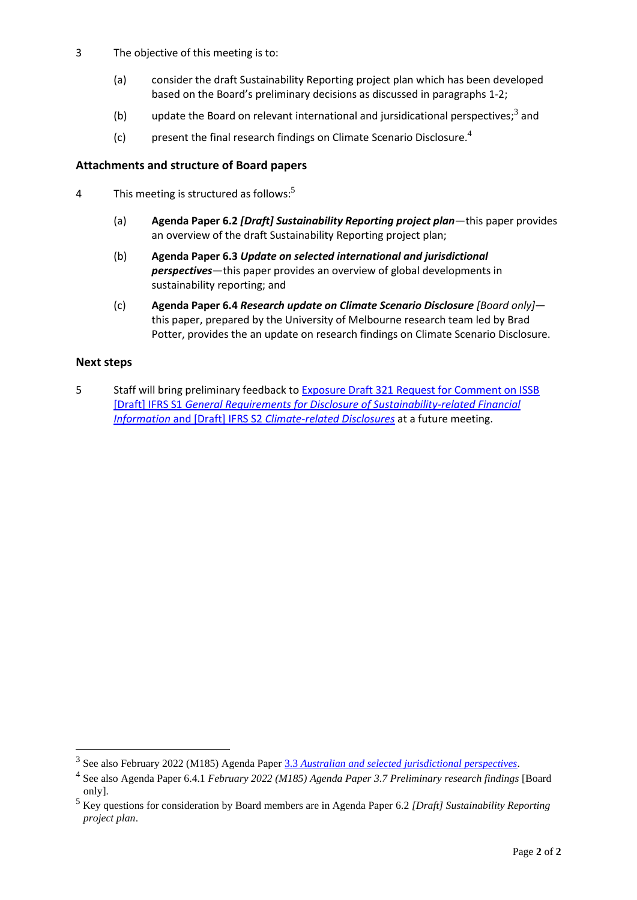3 The objective of this meeting is to:

(a) consider the draft Sustainability Reporting project plan which has been developed based on the Board's preliminary decisions as discussed in paragraphs 1-2;

(b) update the Board on relevant international and jursidicational perspectives;[3] and

(c) present the final research findings on Climate Scenario Disclosure.[4]

## Attachments and structure of Board papers

4 This meeting is structured as follows:[5]

(a) **Agenda Paper 6.2 *[Draft] Sustainability Reporting project plan***—this paper provides an overview of the draft Sustainability Reporting project plan;

(b) **Agenda Paper 6.3 *Update on selected international and jurisdictional perspectives***—this paper provides an overview of global developments in sustainability reporting; and

(c) **Agenda Paper 6.4 *Research update on Climate Scenario Disclosure*** *[Board only]*—this paper, prepared by the University of Melbourne research team led by Brad Potter, provides the an update on research findings on Climate Scenario Disclosure.

## Next steps

5 Staff will bring preliminary feedback to Exposure Draft 321 Request for Comment on ISSB [Draft] IFRS S1 *General Requirements for Disclosure of Sustainability-related Financial Information* and [Draft] IFRS S2 *Climate-related Disclosures* at a future meeting.

---

[3] See also February 2022 (M185) Agenda Paper 3.3 *Australian and selected jurisdictional perspectives*.

[4] See also Agenda Paper 6.4.1 *February 2022 (M185) Agenda Paper 3.7 Preliminary research findings* [Board only].

[5] Key questions for consideration by Board members are in Agenda Paper 6.2 *[Draft] Sustainability Reporting project plan*.